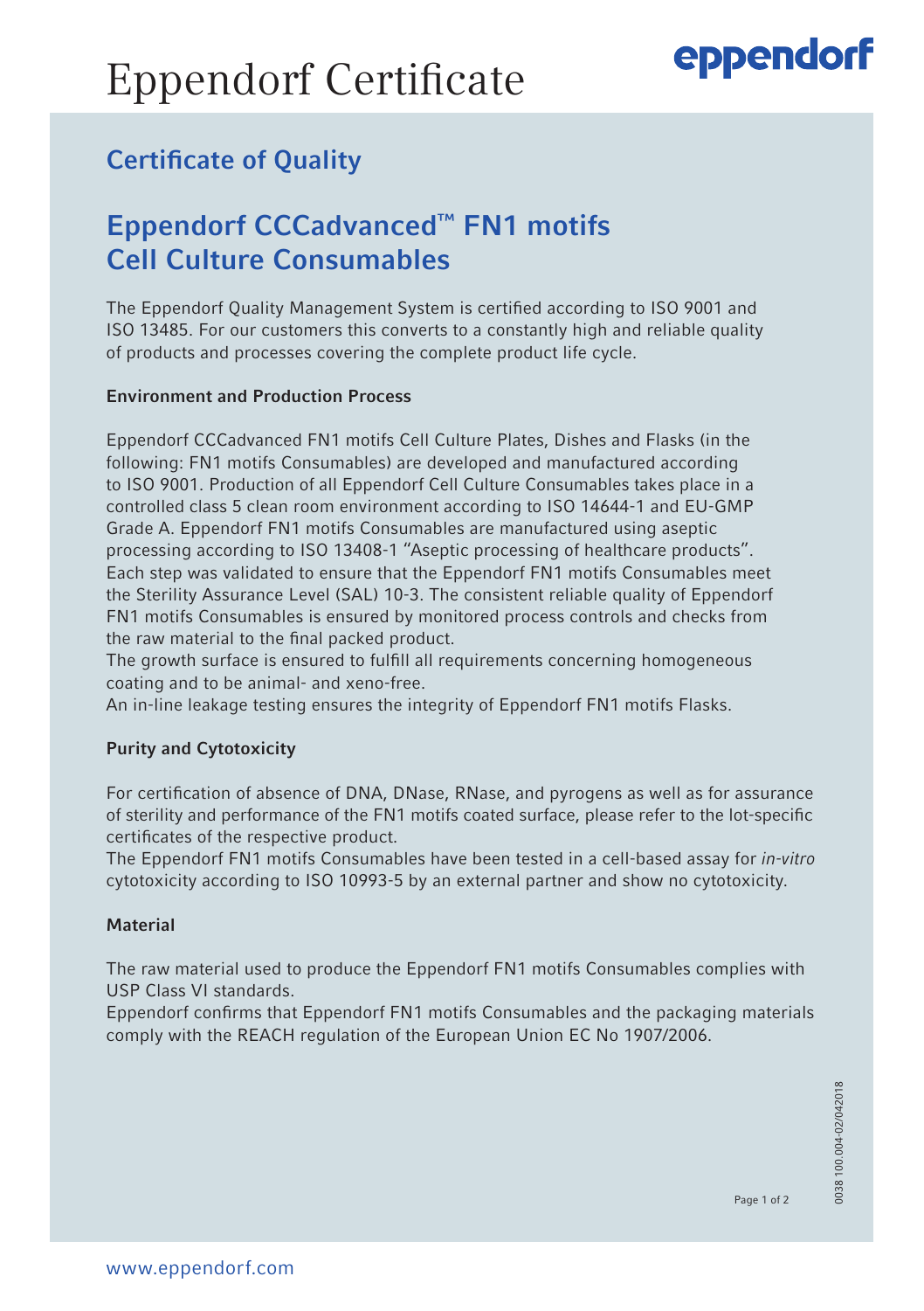# Eppendorf Certificate

eppendorf

## Certificate of Quality

## Eppendorf CCCadvanced™ FN1 motifs Cell Culture Consumables

The Eppendorf Quality Management System is certified according to ISO 9001 and ISO 13485. For our customers this converts to a constantly high and reliable quality of products and processes covering the complete product life cycle.

### Environment and Production Process

Eppendorf CCCadvanced FN1 motifs Cell Culture Plates, Dishes and Flasks (in the following: FN1 motifs Consumables) are developed and manufactured according to ISO 9001. Production of all Eppendorf Cell Culture Consumables takes place in a controlled class 5 clean room environment according to ISO 14644-1 and EU-GMP Grade A. Eppendorf FN1 motifs Consumables are manufactured using aseptic processing according to ISO 13408-1 "Aseptic processing of healthcare products". Each step was validated to ensure that the Eppendorf FN1 motifs Consumables meet the Sterility Assurance Level (SAL) $10^{-3}$. The consistent reliable quality of Eppendorf FN1 motifs Consumables is ensured by monitored process controls and checks from the raw material to the final packed product.
The growth surface is ensured to fulfill all requirements concerning homogeneous coating and to be animal- and xeno-free.
An in-line leakage testing ensures the integrity of Eppendorf FN1 motifs Flasks.

### Purity and Cytotoxicity

For certification of absence of DNA, DNase, RNase, and pyrogens as well as for assurance of sterility and performance of the FN1 motifs coated surface, please refer to the lot-specific certificates of the respective product.
The Eppendorf FN1 motifs Consumables have been tested in a cell-based assay for *in-vitro* cytotoxicity according to ISO 10993-5 by an external partner and show no cytotoxicity.

### Material

The raw material used to produce the Eppendorf FN1 motifs Consumables complies with USP Class VI standards.
Eppendorf confirms that Eppendorf FN1 motifs Consumables and the packaging materials comply with the REACH regulation of the European Union EC No 1907/2006.

0038 100.004-02/042018

www.eppendorf.com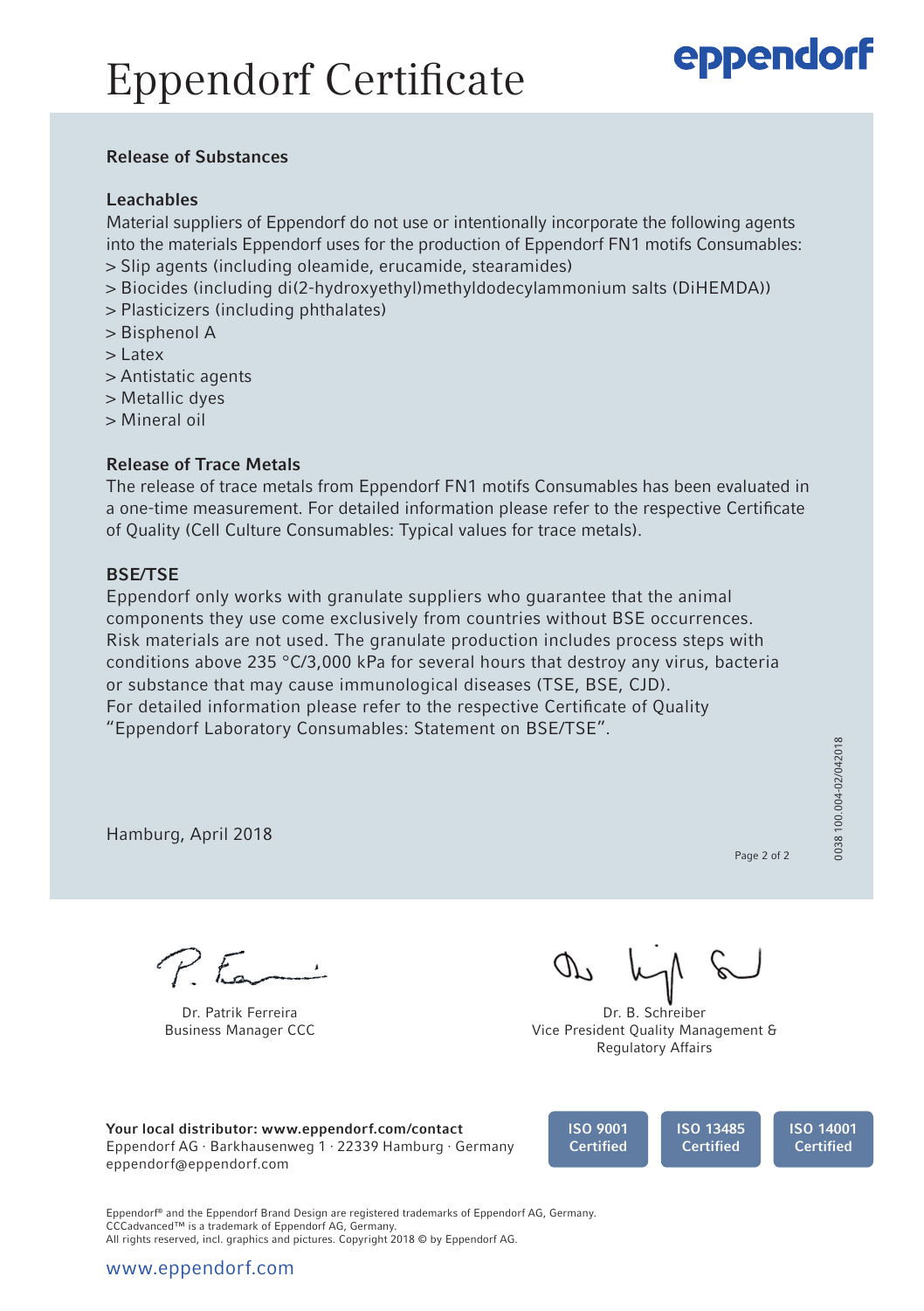# Eppendorf Certificate

eppendorf

## Release of Substances

### Leachables

Material suppliers of Eppendorf do not use or intentionally incorporate the following agents into the materials Eppendorf uses for the production of Eppendorf FN1 motifs Consumables:

> Slip agents (including oleamide, erucamide, stearamides)
> Biocides (including di(2-hydroxyethyl)methyldodecylammonium salts (DiHEMDA))
> Plasticizers (including phthalates)
> Bisphenol A
> Latex
> Antistatic agents
> Metallic dyes
> Mineral oil

### Release of Trace Metals

The release of trace metals from Eppendorf FN1 motifs Consumables has been evaluated in a one-time measurement. For detailed information please refer to the respective Certificate of Quality (Cell Culture Consumables: Typical values for trace metals).

### BSE/TSE

Eppendorf only works with granulate suppliers who guarantee that the animal components they use come exclusively from countries without BSE occurrences. Risk materials are not used. The granulate production includes process steps with conditions above 235 °C/3,000 kPa for several hours that destroy any virus, bacteria or substance that may cause immunological diseases (TSE, BSE, CJD).
For detailed information please refer to the respective Certificate of Quality "Eppendorf Laboratory Consumables: Statement on BSE/TSE".

Hamburg, April 2018

0038 100.004-02/042018

Dr. Patrik Ferreira
Business Manager CCC

Dr. B. Schreiber
Vice President Quality Management & Regulatory Affairs

**Your local distributor: www.eppendorf.com/contact**
Eppendorf AG · Barkhausenweg 1 · 22339 Hamburg · Germany
eppendorf@eppendorf.com

**ISO 9001 Certified** **ISO 13485 Certified** **ISO 14001 Certified**

Eppendorf® and the Eppendorf Brand Design are registered trademarks of Eppendorf AG, Germany.
CCCadvanced™ is a trademark of Eppendorf AG, Germany.
All rights reserved, incl. graphics and pictures. Copyright 2018 © by Eppendorf AG.

www.eppendorf.com